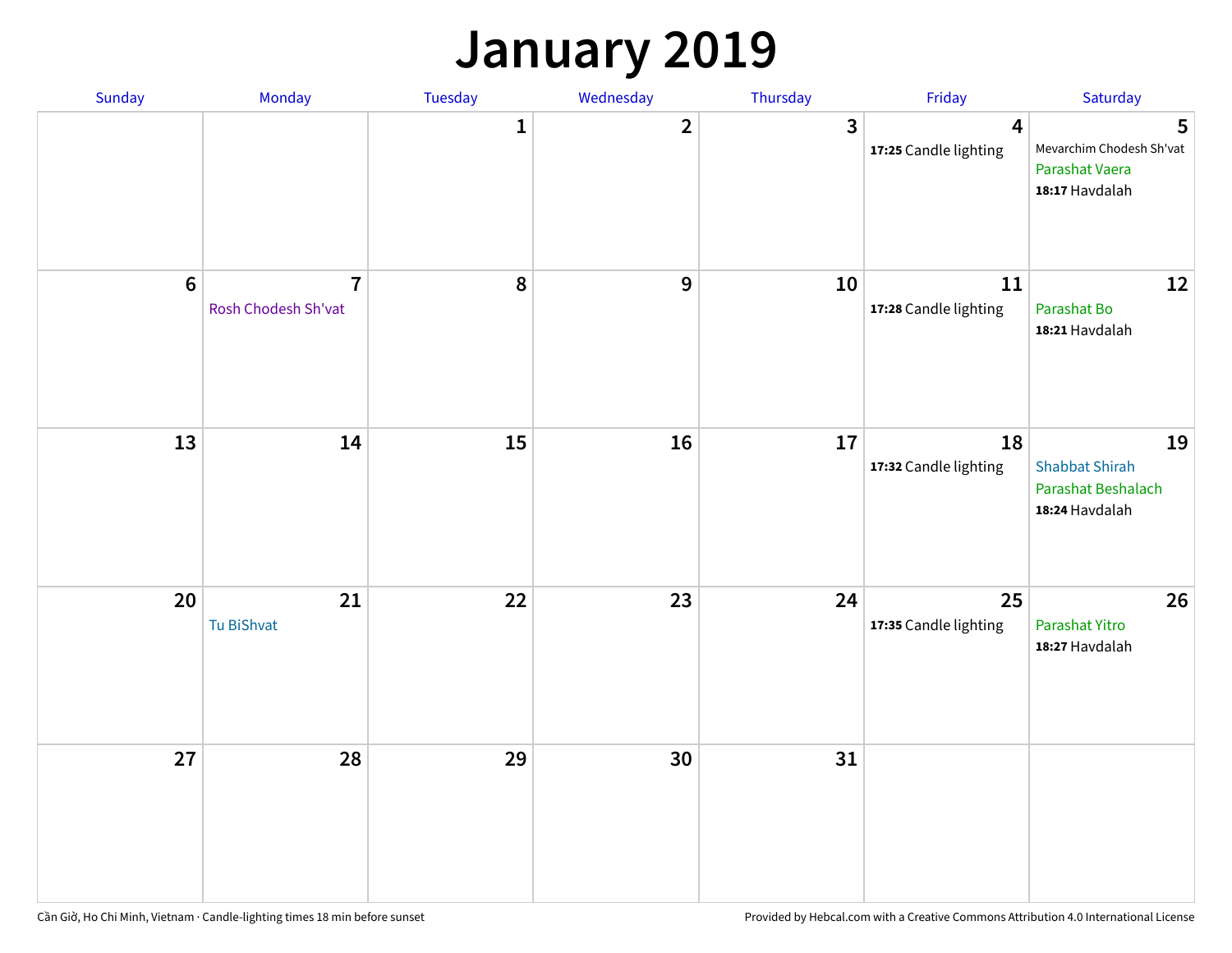# January 2019

| Sunday | Monday | Tuesday | Wednesday | Thursday | Friday | Saturday |
|---|---|---|---|---|---|---|
| | | 1 | 2 | 3 | 4<br>**17:25** Candle lighting | 5<br>Mevarchim Chodesh Sh'vat<br>Parashat Vaera<br>**18:17** Havdalah |
| 6 | 7<br>Rosh Chodesh Sh'vat | 8 | 9 | 10 | 11<br>**17:28** Candle lighting | 12<br>Parashat Bo<br>**18:21** Havdalah |
| 13 | 14 | 15 | 16 | 17 | 18<br>**17:32** Candle lighting | 19<br>Shabbat Shirah<br>Parashat Beshalach<br>**18:24** Havdalah |
| 20 | 21<br>Tu BiShvat | 22 | 23 | 24 | 25<br>**17:35** Candle lighting | 26<br>Parashat Yitro<br>**18:27** Havdalah |
| 27 | 28 | 29 | 30 | 31 | | |

Cần Giờ, Ho Chi Minh, Vietnam · Candle-lighting times 18 min before sunset

Provided by Hebcal.com with a Creative Commons Attribution 4.0 International License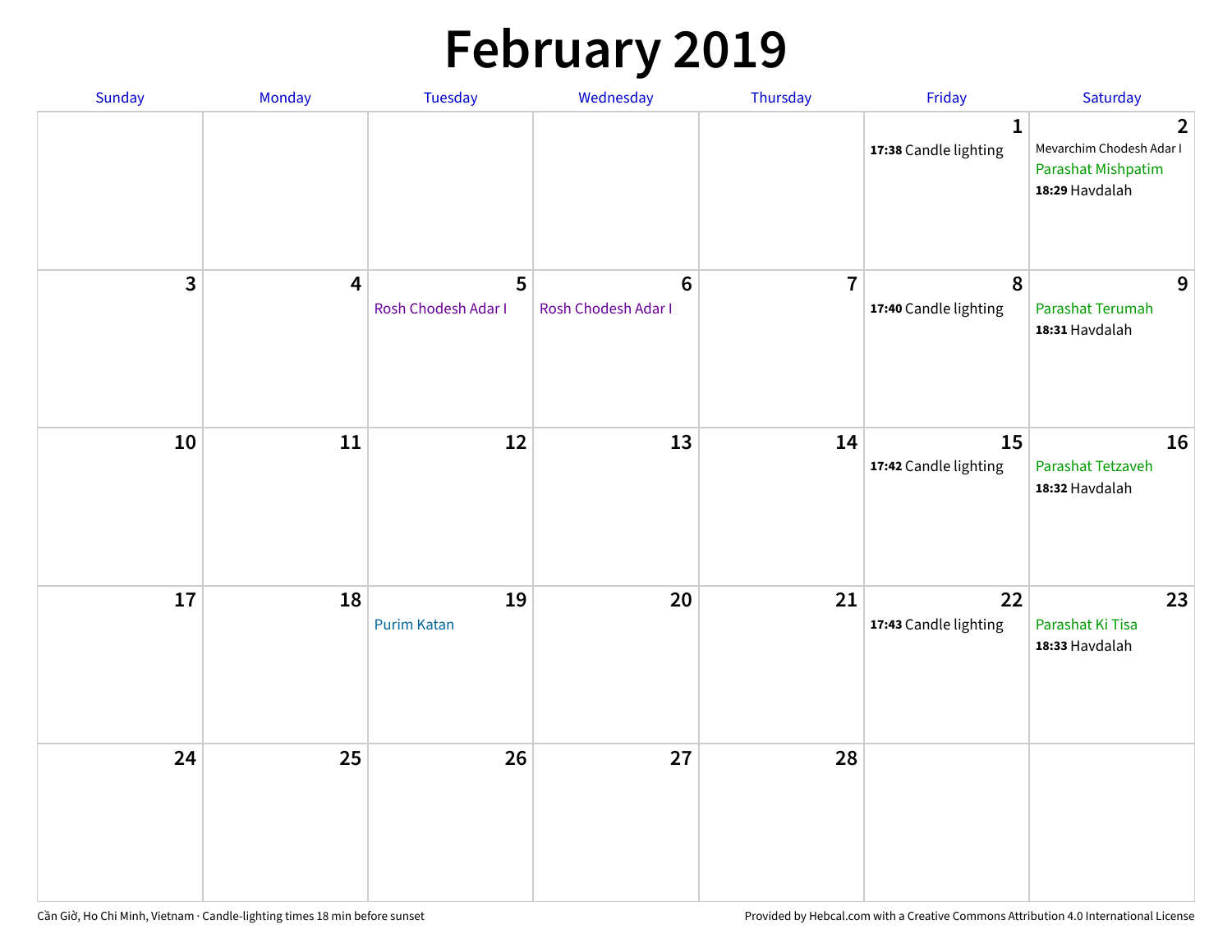# February 2019

| Sunday | Monday | Tuesday | Wednesday | Thursday | Friday | Saturday |
|---|---|---|---|---|---|---|
| | | | | | 1<br>**17:38** Candle lighting | 2<br>Mevarchim Chodesh Adar I<br>Parashat Mishpatim<br>**18:29** Havdalah |
| 3 | 4 | 5<br>Rosh Chodesh Adar I | 6<br>Rosh Chodesh Adar I | 7 | 8<br>**17:40** Candle lighting | 9<br>Parashat Terumah<br>**18:31** Havdalah |
| 10 | 11 | 12 | 13 | 14 | 15<br>**17:42** Candle lighting | 16<br>Parashat Tetzaveh<br>**18:32** Havdalah |
| 17 | 18 | 19<br>Purim Katan | 20 | 21 | 22<br>**17:43** Candle lighting | 23<br>Parashat Ki Tisa<br>**18:33** Havdalah |
| 24 | 25 | 26 | 27 | 28 | | |

Cần Giờ, Ho Chi Minh, Vietnam · Candle-lighting times 18 min before sunset

Provided by Hebcal.com with a Creative Commons Attribution 4.0 International License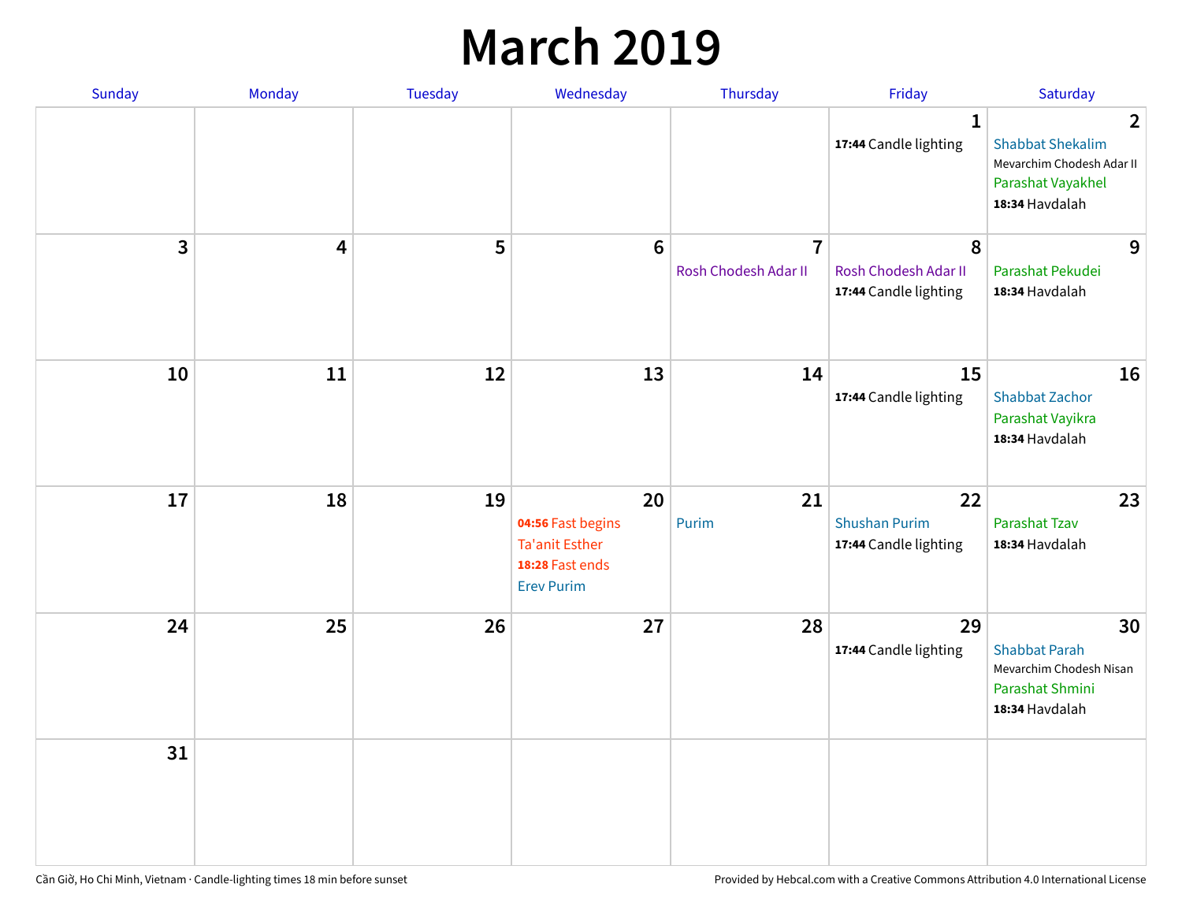# March 2019

| Sunday | Monday | Tuesday | Wednesday | Thursday | Friday | Saturday |
|---|---|---|---|---|---|---|
| | | | | | 1<br>**17:44** Candle lighting | 2<br>Shabbat Shekalim<br>Mevarchim Chodesh Adar II<br>Parashat Vayakhel<br>**18:34** Havdalah |
| 3 | 4 | 5 | 6 | 7<br>Rosh Chodesh Adar II | 8<br>Rosh Chodesh Adar II<br>**17:44** Candle lighting | 9<br>Parashat Pekudei<br>**18:34** Havdalah |
| 10 | 11 | 12 | 13 | 14 | 15<br>**17:44** Candle lighting | 16<br>Shabbat Zachor<br>Parashat Vayikra<br>**18:34** Havdalah |
| 17 | 18 | 19 | 20<br>**04:56** Fast begins<br>Ta'anit Esther<br>**18:28** Fast ends<br>Erev Purim | 21<br>Purim | 22<br>Shushan Purim<br>**17:44** Candle lighting | 23<br>Parashat Tzav<br>**18:34** Havdalah |
| 24 | 25 | 26 | 27 | 28 | 29<br>**17:44** Candle lighting | 30<br>Shabbat Parah<br>Mevarchim Chodesh Nisan<br>Parashat Shmini<br>**18:34** Havdalah |
| 31 | | | | | | |

Cần Giờ, Ho Chi Minh, Vietnam · Candle-lighting times 18 min before sunset

Provided by Hebcal.com with a Creative Commons Attribution 4.0 International License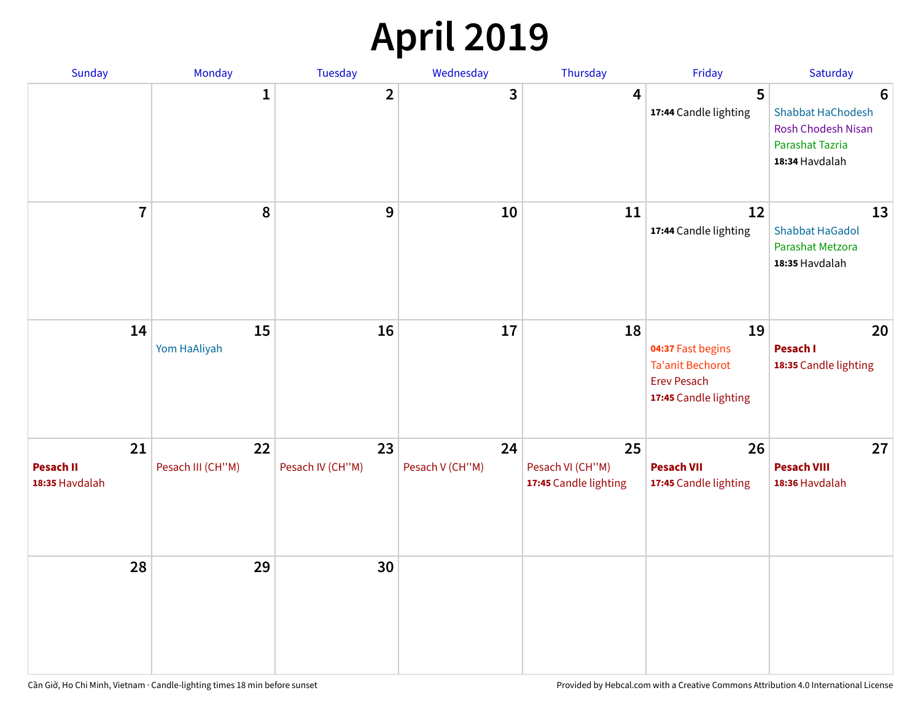# April 2019

| Sunday | Monday | Tuesday | Wednesday | Thursday | Friday | Saturday |
|---|---|---|---|---|---|---|
| | 1 | 2 | 3 | 4 | 5<br>**17:44** Candle lighting | 6<br>Shabbat HaChodesh<br>Rosh Chodesh Nisan<br>Parashat Tazria<br>**18:34** Havdalah |
| 7 | 8 | 9 | 10 | 11 | 12<br>**17:44** Candle lighting | 13<br>Shabbat HaGadol<br>Parashat Metzora<br>**18:35** Havdalah |
| 14 | 15<br>Yom HaAliyah | 16 | 17 | 18 | 19<br>**04:37** Fast begins<br>Ta'anit Bechorot<br>Erev Pesach<br>**17:45** Candle lighting | 20<br>**Pesach I**<br>**18:35** Candle lighting |
| 21<br>**Pesach II**<br>**18:35** Havdalah | 22<br>Pesach III (CH''M) | 23<br>Pesach IV (CH''M) | 24<br>Pesach V (CH''M) | 25<br>Pesach VI (CH''M)<br>**17:45** Candle lighting | 26<br>**Pesach VII**<br>**17:45** Candle lighting | 27<br>**Pesach VIII**<br>**18:36** Havdalah |
| 28 | 29 | 30 | | | | |

Cần Giờ, Ho Chi Minh, Vietnam · Candle-lighting times 18 min before sunset

Provided by Hebcal.com with a Creative Commons Attribution 4.0 International License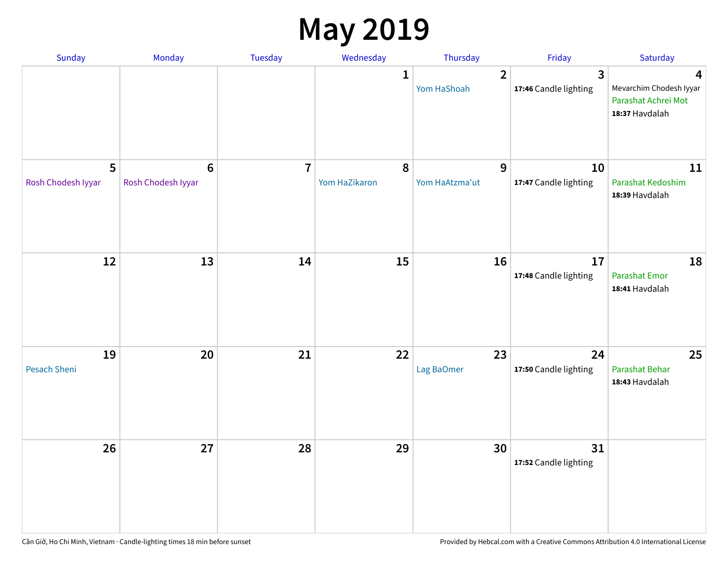# May 2019

| Sunday | Monday | Tuesday | Wednesday | Thursday | Friday | Saturday |
|---|---|---|---|---|---|---|
| | | | 1 | 2<br>Yom HaShoah | 3<br>**17:46** Candle lighting | 4<br>Mevarchim Chodesh Iyyar<br>Parashat Achrei Mot<br>**18:37** Havdalah |
| 5<br>Rosh Chodesh Iyyar | 6<br>Rosh Chodesh Iyyar | 7 | 8<br>Yom HaZikaron | 9<br>Yom HaAtzma'ut | 10<br>**17:47** Candle lighting | 11<br>Parashat Kedoshim<br>**18:39** Havdalah |
| 12 | 13 | 14 | 15 | 16 | 17<br>**17:48** Candle lighting | 18<br>Parashat Emor<br>**18:41** Havdalah |
| 19<br>Pesach Sheni | 20 | 21 | 22 | 23<br>Lag BaOmer | 24<br>**17:50** Candle lighting | 25<br>Parashat Behar<br>**18:43** Havdalah |
| 26 | 27 | 28 | 29 | 30 | 31<br>**17:52** Candle lighting | |

Cần Giờ, Ho Chi Minh, Vietnam · Candle-lighting times 18 min before sunset

Provided by Hebcal.com with a Creative Commons Attribution 4.0 International License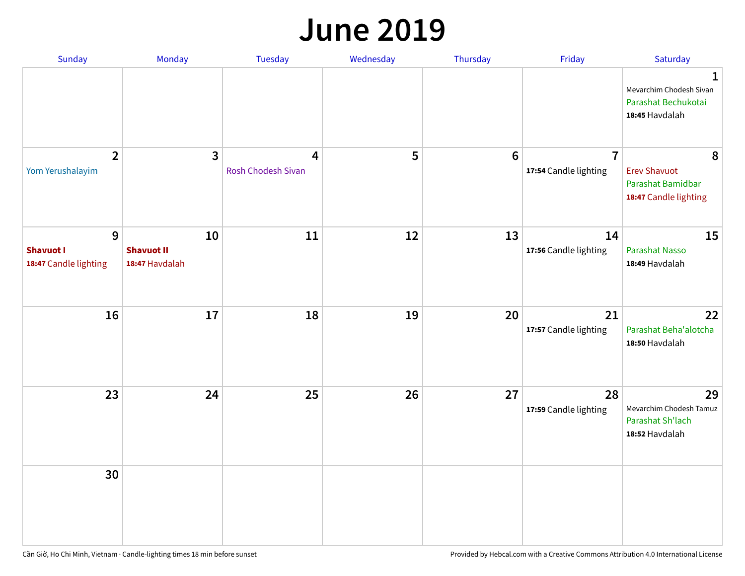# June 2019

| Sunday | Monday | Tuesday | Wednesday | Thursday | Friday | Saturday |
|---|---|---|---|---|---|---|
| | | | | | | **1** Mevarchim Chodesh Sivan Parashat Bechukotai **18:45** Havdalah |
| **2** Yom Yerushalayim | **3** | **4** Rosh Chodesh Sivan | **5** | **6** | **7** **17:54** Candle lighting | **8** Erev Shavuot Parashat Bamidbar **18:47** Candle lighting |
| **9** **Shavuot I** **18:47** Candle lighting | **10** **Shavuot II** **18:47** Havdalah | **11** | **12** | **13** | **14** **17:56** Candle lighting | **15** Parashat Nasso **18:49** Havdalah |
| **16** | **17** | **18** | **19** | **20** | **21** **17:57** Candle lighting | **22** Parashat Beha'alotcha **18:50** Havdalah |
| **23** | **24** | **25** | **26** | **27** | **28** **17:59** Candle lighting | **29** Mevarchim Chodesh Tamuz Parashat Sh'lach **18:52** Havdalah |
| **30** | | | | | | |

Cần Giờ, Ho Chi Minh, Vietnam · Candle-lighting times 18 min before sunset

Provided by Hebcal.com with a Creative Commons Attribution 4.0 International License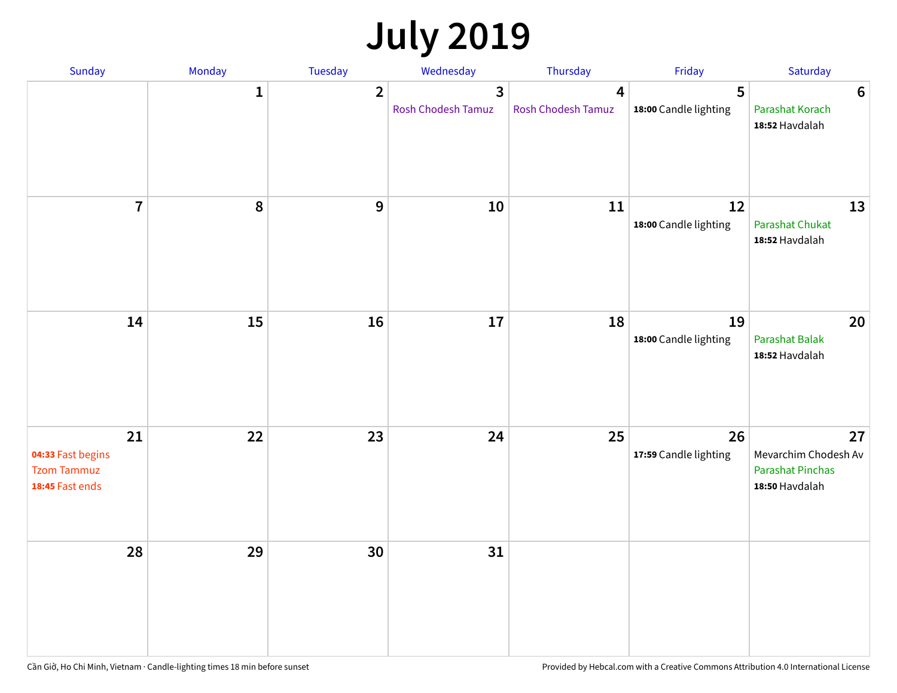# July 2019

| Sunday | Monday | Tuesday | Wednesday | Thursday | Friday | Saturday |
|---|---|---|---|---|---|---|
| | 1 | 2 | 3<br>Rosh Chodesh Tamuz | 4<br>Rosh Chodesh Tamuz | 5<br>**18:00** Candle lighting | 6<br>Parashat Korach<br>**18:52** Havdalah |
| 7 | 8 | 9 | 10 | 11 | 12<br>**18:00** Candle lighting | 13<br>Parashat Chukat<br>**18:52** Havdalah |
| 14 | 15 | 16 | 17 | 18 | 19<br>**18:00** Candle lighting | 20<br>Parashat Balak<br>**18:52** Havdalah |
| 21<br>**04:33** Fast begins<br>Tzom Tammuz<br>**18:45** Fast ends | 22 | 23 | 24 | 25 | 26<br>**17:59** Candle lighting | 27<br>Mevarchim Chodesh Av<br>Parashat Pinchas<br>**18:50** Havdalah |
| 28 | 29 | 30 | 31 | | | |

Cần Giờ, Ho Chi Minh, Vietnam · Candle-lighting times 18 min before sunset

Provided by Hebcal.com with a Creative Commons Attribution 4.0 International License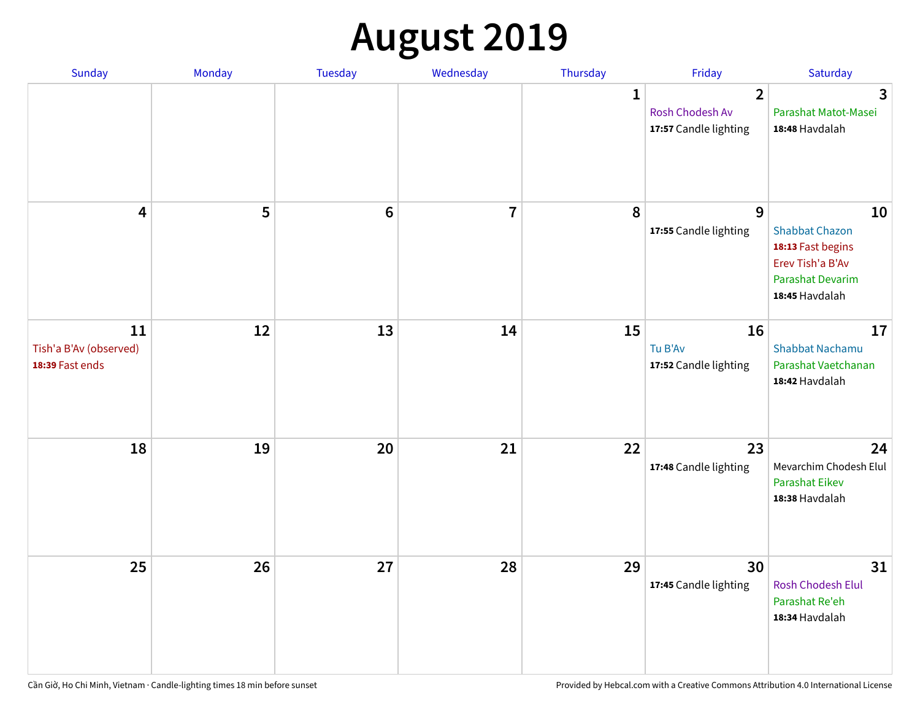# August 2019

| Sunday | Monday | Tuesday | Wednesday | Thursday | Friday | Saturday |
|---|---|---|---|---|---|---|
| | | | | 1 | 2<br>Rosh Chodesh Av<br>**17:57** Candle lighting | 3<br>Parashat Matot-Masei<br>**18:48** Havdalah |
| 4 | 5 | 6 | 7 | 8 | 9<br>**17:55** Candle lighting | 10<br>Shabbat Chazon<br>**18:13** Fast begins<br>Erev Tish'a B'Av<br>Parashat Devarim<br>**18:45** Havdalah |
| 11<br>Tish'a B'Av (observed)<br>**18:39** Fast ends | 12 | 13 | 14 | 15 | 16<br>Tu B'Av<br>**17:52** Candle lighting | 17<br>Shabbat Nachamu<br>Parashat Vaetchanan<br>**18:42** Havdalah |
| 18 | 19 | 20 | 21 | 22 | 23<br>**17:48** Candle lighting | 24<br>Mevarchim Chodesh Elul<br>Parashat Eikev<br>**18:38** Havdalah |
| 25 | 26 | 27 | 28 | 29 | 30<br>**17:45** Candle lighting | 31<br>Rosh Chodesh Elul<br>Parashat Re'eh<br>**18:34** Havdalah |

Cần Giờ, Ho Chi Minh, Vietnam · Candle-lighting times 18 min before sunset

Provided by Hebcal.com with a Creative Commons Attribution 4.0 International License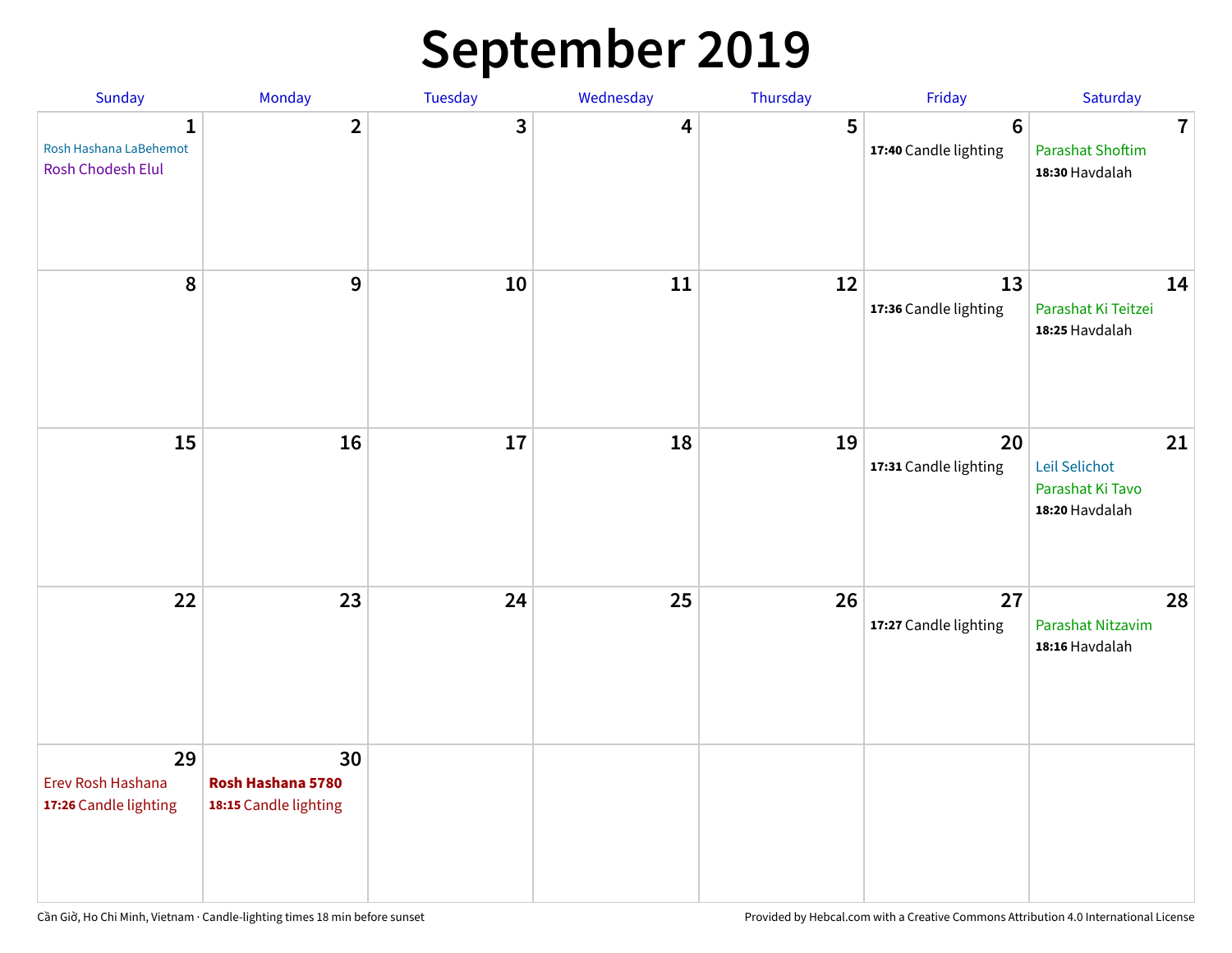# September 2019

| Sunday | Monday | Tuesday | Wednesday | Thursday | Friday | Saturday |
|---|---|---|---|---|---|---|
| 1 Rosh Hashana LaBehemot Rosh Chodesh Elul | 2 | 3 | 4 | 5 | 6 **17:40** Candle lighting | 7 Parashat Shoftim **18:30** Havdalah |
| 8 | 9 | 10 | 11 | 12 | 13 **17:36** Candle lighting | 14 Parashat Ki Teitzei **18:25** Havdalah |
| 15 | 16 | 17 | 18 | 19 | 20 **17:31** Candle lighting | 21 Leil Selichot Parashat Ki Tavo **18:20** Havdalah |
| 22 | 23 | 24 | 25 | 26 | 27 **17:27** Candle lighting | 28 Parashat Nitzavim **18:16** Havdalah |
| 29 Erev Rosh Hashana **17:26** Candle lighting | 30 **Rosh Hashana 5780** **18:15** Candle lighting | | | | | |

Cần Giờ, Ho Chi Minh, Vietnam · Candle-lighting times 18 min before sunset

Provided by Hebcal.com with a Creative Commons Attribution 4.0 International License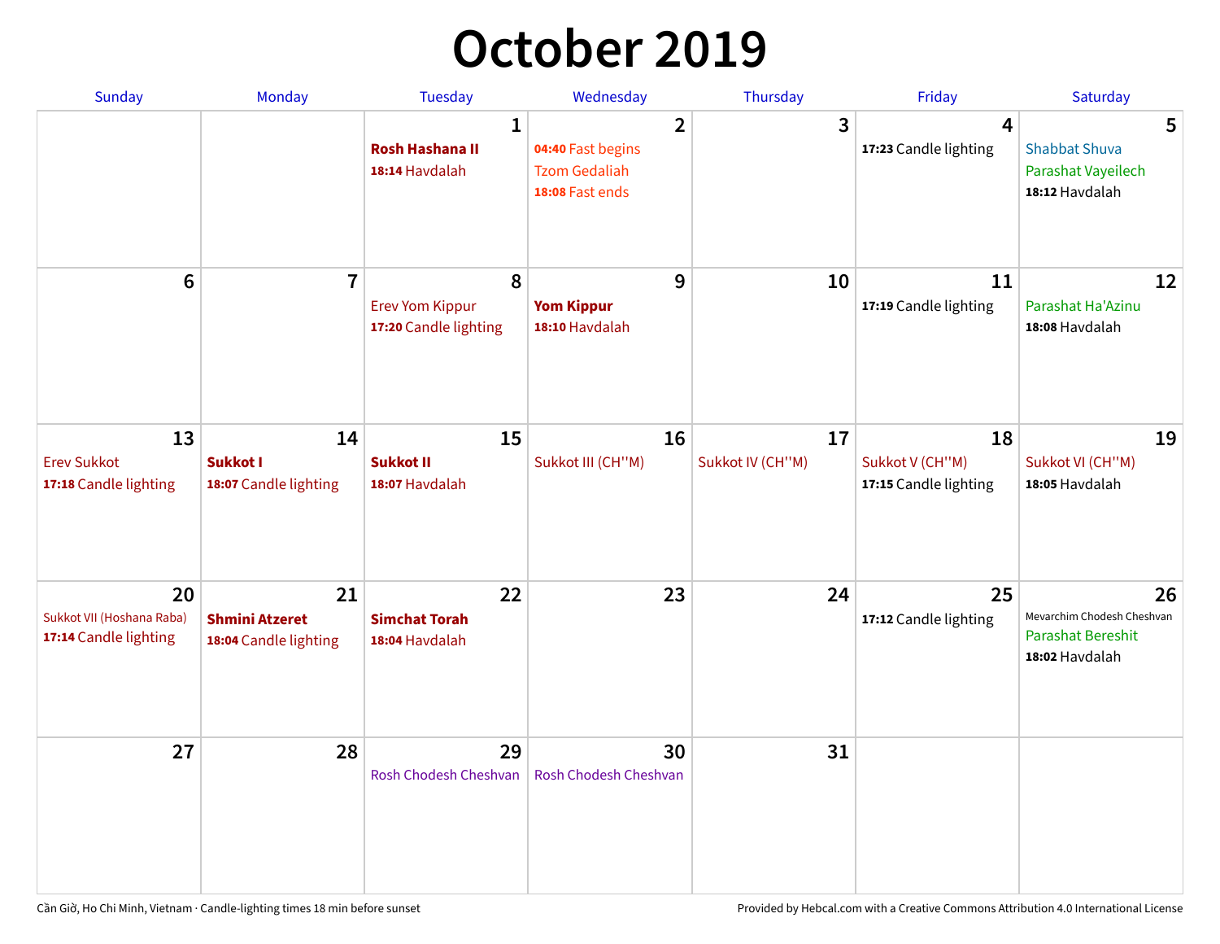# October 2019

| Sunday | Monday | Tuesday | Wednesday | Thursday | Friday | Saturday |
|---|---|---|---|---|---|---|
| | | **1**<br>**Rosh Hashana II**<br>**18:14** Havdalah | **2**<br>**04:40** Fast begins<br>Tzom Gedaliah<br>**18:08** Fast ends | **3** | **4**<br>**17:23** Candle lighting | **5**<br>Shabbat Shuva<br>Parashat Vayeilech<br>**18:12** Havdalah |
| **6** | **7** | **8**<br>Erev Yom Kippur<br>**17:20** Candle lighting | **9**<br>**Yom Kippur**<br>**18:10** Havdalah | **10** | **11**<br>**17:19** Candle lighting | **12**<br>Parashat Ha'Azinu<br>**18:08** Havdalah |
| **13**<br>Erev Sukkot<br>**17:18** Candle lighting | **14**<br>**Sukkot I**<br>**18:07** Candle lighting | **15**<br>**Sukkot II**<br>**18:07** Havdalah | **16**<br>Sukkot III (CH''M) | **17**<br>Sukkot IV (CH''M) | **18**<br>Sukkot V (CH''M)<br>**17:15** Candle lighting | **19**<br>Sukkot VI (CH''M)<br>**18:05** Havdalah |
| **20**<br>Sukkot VII (Hoshana Raba)<br>**17:14** Candle lighting | **21**<br>**Shmini Atzeret**<br>**18:04** Candle lighting | **22**<br>**Simchat Torah**<br>**18:04** Havdalah | **23** | **24** | **25**<br>**17:12** Candle lighting | **26**<br>Mevarchim Chodesh Cheshvan<br>Parashat Bereshit<br>**18:02** Havdalah |
| **27** | **28** | **29**<br>Rosh Chodesh Cheshvan | **30**<br>Rosh Chodesh Cheshvan | **31** | | |

Cần Giờ, Ho Chi Minh, Vietnam · Candle-lighting times 18 min before sunset

Provided by Hebcal.com with a Creative Commons Attribution 4.0 International License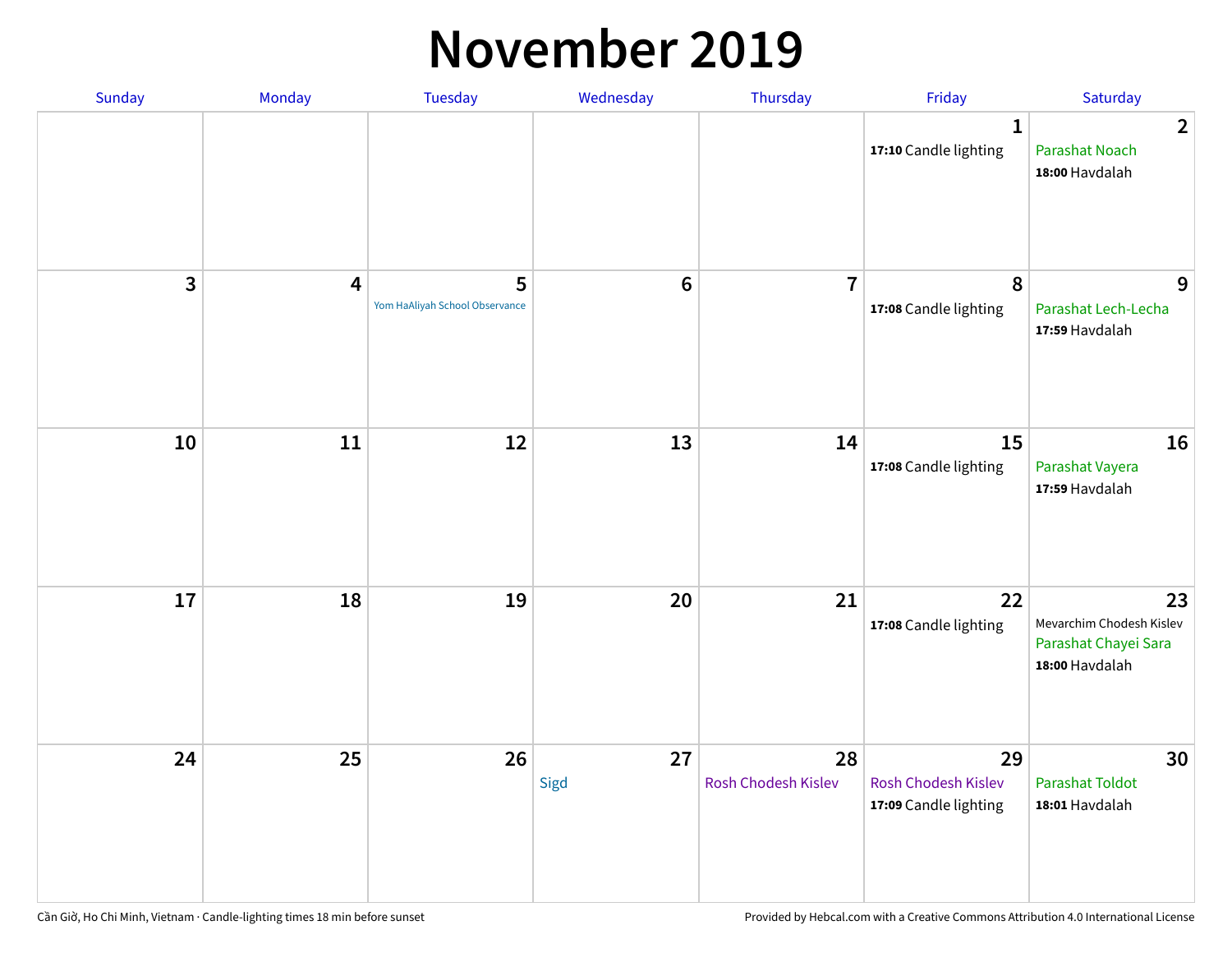# November 2019

| Sunday | Monday | Tuesday | Wednesday | Thursday | Friday | Saturday |
|---|---|---|---|---|---|---|
| | | | | | 1<br>**17:10** Candle lighting | 2<br>Parashat Noach<br>**18:00** Havdalah |
| 3 | 4 | 5<br>Yom HaAliyah School Observance | 6 | 7 | 8<br>**17:08** Candle lighting | 9<br>Parashat Lech-Lecha<br>**17:59** Havdalah |
| 10 | 11 | 12 | 13 | 14 | 15<br>**17:08** Candle lighting | 16<br>Parashat Vayera<br>**17:59** Havdalah |
| 17 | 18 | 19 | 20 | 21 | 22<br>**17:08** Candle lighting | 23<br>Mevarchim Chodesh Kislev<br>Parashat Chayei Sara<br>**18:00** Havdalah |
| 24 | 25 | 26 | 27<br>Sigd | 28<br>Rosh Chodesh Kislev | 29<br>Rosh Chodesh Kislev<br>**17:09** Candle lighting | 30<br>Parashat Toldot<br>**18:01** Havdalah |

Cần Giờ, Ho Chi Minh, Vietnam · Candle-lighting times 18 min before sunset

Provided by Hebcal.com with a Creative Commons Attribution 4.0 International License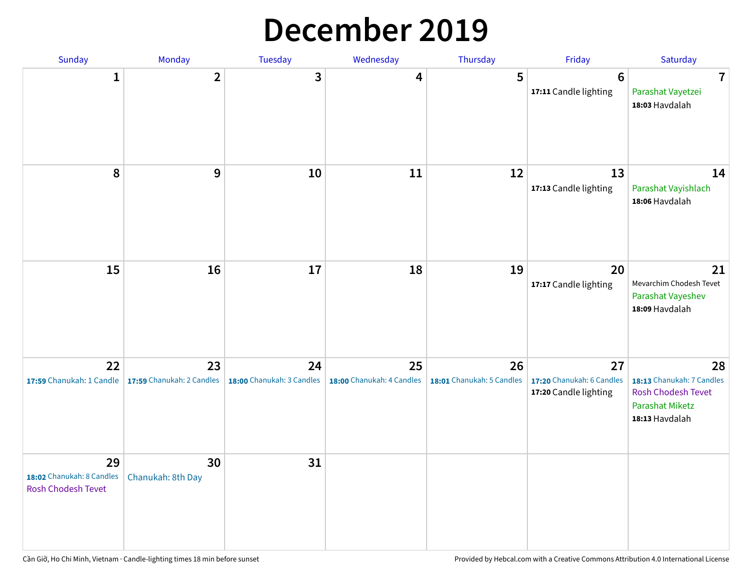# December 2019

| Sunday | Monday | Tuesday | Wednesday | Thursday | Friday | Saturday |
|---|---|---|---|---|---|---|
| 1 | 2 | 3 | 4 | 5 | 6<br>**17:11** Candle lighting | 7<br>Parashat Vayetzei<br>**18:03** Havdalah |
| 8 | 9 | 10 | 11 | 12 | 13<br>**17:13** Candle lighting | 14<br>Parashat Vayishlach<br>**18:06** Havdalah |
| 15 | 16 | 17 | 18 | 19 | 20<br>**17:17** Candle lighting | 21<br>Mevarchim Chodesh Tevet<br>Parashat Vayeshev<br>**18:09** Havdalah |
| 22<br>**17:59** Chanukah: 1 Candle | 23<br>**17:59** Chanukah: 2 Candles | 24<br>**18:00** Chanukah: 3 Candles | 25<br>**18:00** Chanukah: 4 Candles | 26<br>**18:01** Chanukah: 5 Candles | 27<br>**17:20** Chanukah: 6 Candles<br>**17:20** Candle lighting | 28<br>**18:13** Chanukah: 7 Candles<br>Rosh Chodesh Tevet<br>Parashat Miketz<br>**18:13** Havdalah |
| 29<br>**18:02** Chanukah: 8 Candles<br>Rosh Chodesh Tevet | 30<br>Chanukah: 8th Day | 31 | | | | |

Cần Giờ, Ho Chi Minh, Vietnam · Candle-lighting times 18 min before sunset

Provided by Hebcal.com with a Creative Commons Attribution 4.0 International License